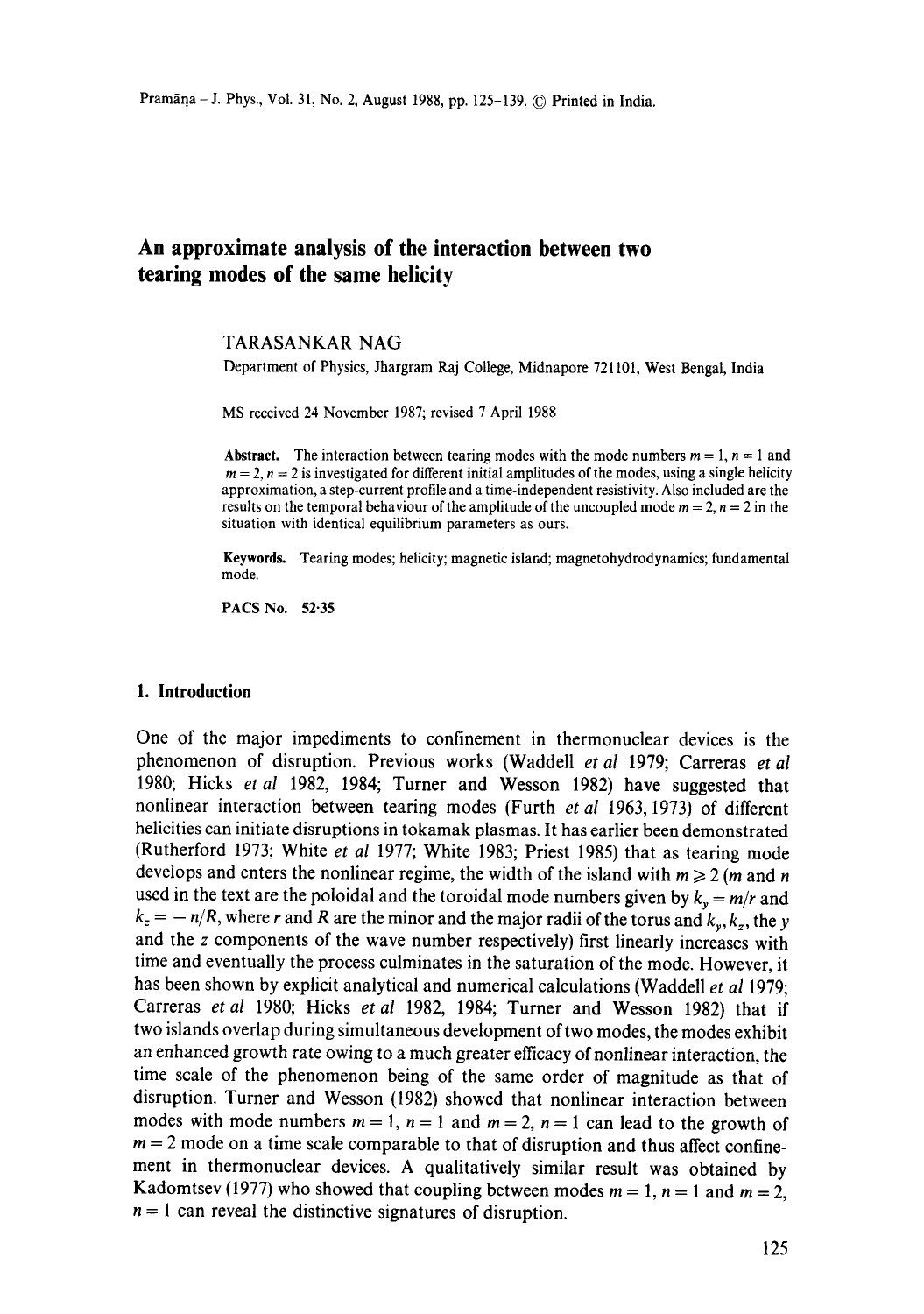# An approximate analysis of the interaction between two tearing modes of the same helicity

TARASANKAR NAG

Department of Physics, Jhargram Raj College, Midnapore 721101, West Bengal, India

MS received 24 November 1987; revised 7 April 1988

**Abstract.** The interaction between tearing modes with the mode numbers $m = 1$, $n = 1$ and $m = 2$, $n = 2$ is investigated for different initial amplitudes of the modes, using a single helicity approximation, a step-current profile and a time-independent resistivity. Also included are the results on the temporal behaviour of the amplitude of the uncoupled mode $m = 2$, $n = 2$ in the situation with identical equilibrium parameters as ours.

**Keywords.** Tearing modes; helicity; magnetic island; magnetohydrodynamics; fundamental mode.

**PACS No.** 52·35

## 1. Introduction

One of the major impediments to confinement in thermonuclear devices is the phenomenon of disruption. Previous works (Waddell *et al* 1979; Carreras *et al* 1980; Hicks *et al* 1982, 1984; Turner and Wesson 1982) have suggested that nonlinear interaction between tearing modes (Furth *et al* 1963, 1973) of different helicities can initiate disruptions in tokamak plasmas. It has earlier been demonstrated (Rutherford 1973; White *et al* 1977; White 1983; Priest 1985) that as tearing mode develops and enters the nonlinear regime, the width of the island with $m \geq 2$ ($m$ and $n$ used in the text are the poloidal and the toroidal mode numbers given by $k_y = m/r$ and $k_z = -n/R$, where $r$ and $R$ are the minor and the major radii of the torus and $k_y, k_z$, the $y$ and the $z$ components of the wave number respectively) first linearly increases with time and eventually the process culminates in the saturation of the mode. However, it has been shown by explicit analytical and numerical calculations (Waddell *et al* 1979; Carreras *et al* 1980; Hicks *et al* 1982, 1984; Turner and Wesson 1982) that if two islands overlap during simultaneous development of two modes, the modes exhibit an enhanced growth rate owing to a much greater efficacy of nonlinear interaction, the time scale of the phenomenon being of the same order of magnitude as that of disruption. Turner and Wesson (1982) showed that nonlinear interaction between modes with mode numbers $m = 1$, $n = 1$ and $m = 2$, $n = 1$ can lead to the growth of $m = 2$ mode on a time scale comparable to that of disruption and thus affect confinement in thermonuclear devices. A qualitatively similar result was obtained by Kadomtsev (1977) who showed that coupling between modes $m = 1$, $n = 1$ and $m = 2$, $n = 1$ can reveal the distinctive signatures of disruption.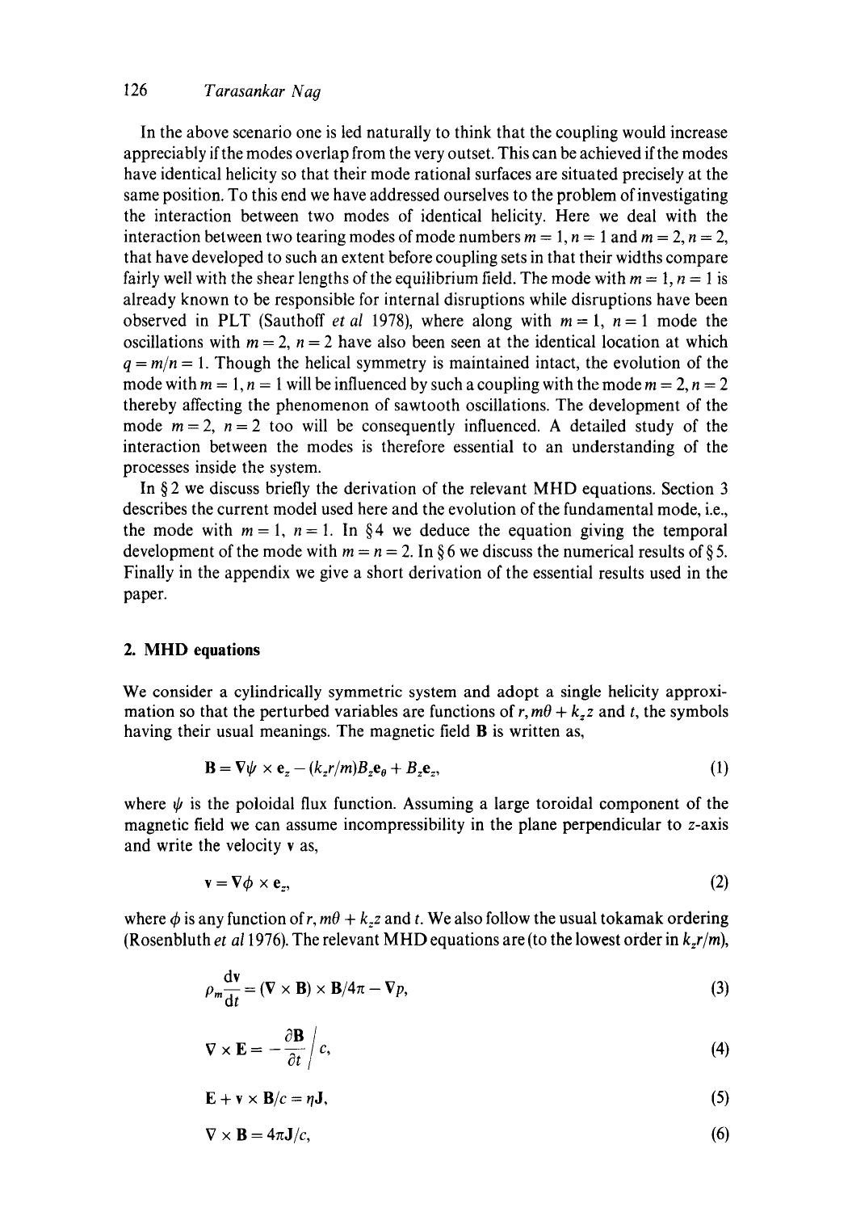In the above scenario one is led naturally to think that the coupling would increase appreciably if the modes overlap from the very outset. This can be achieved if the modes have identical helicity so that their mode rational surfaces are situated precisely at the same position. To this end we have addressed ourselves to the problem of investigating the interaction between two modes of identical helicity. Here we deal with the interaction between two tearing modes of mode numbers $m = 1, n = 1$ and $m = 2, n = 2$, that have developed to such an extent before coupling sets in that their widths compare fairly well with the shear lengths of the equilibrium field. The mode with $m = 1, n = 1$ is already known to be responsible for internal disruptions while disruptions have been observed in PLT (Sauthoff *et al* 1978), where along with $m = 1, n = 1$ mode the oscillations with $m = 2, n = 2$ have also been seen at the identical location at which $q = m/n = 1$. Though the helical symmetry is maintained intact, the evolution of the mode with $m = 1, n = 1$ will be influenced by such a coupling with the mode $m = 2, n = 2$ thereby affecting the phenomenon of sawtooth oscillations. The development of the mode $m = 2, n = 2$ too will be consequently influenced. A detailed study of the interaction between the modes is therefore essential to an understanding of the processes inside the system.

In § 2 we discuss briefly the derivation of the relevant MHD equations. Section 3 describes the current model used here and the evolution of the fundamental mode, i.e., the mode with $m = 1, n = 1$. In § 4 we deduce the equation giving the temporal development of the mode with $m = n = 2$. In § 6 we discuss the numerical results of § 5. Finally in the appendix we give a short derivation of the essential results used in the paper.

## 2. MHD equations

We consider a cylindrically symmetric system and adopt a single helicity approximation so that the perturbed variables are functions of $r, m\theta + k_z z$ and $t$, the symbols having their usual meanings. The magnetic field $\mathbf{B}$ is written as,

$$\mathbf{B} = \nabla\psi \times \mathbf{e}_z - (k_z r/m) B_z \mathbf{e}_\theta + B_z \mathbf{e}_z, \tag{1}$$

where $\psi$ is the poloidal flux function. Assuming a large toroidal component of the magnetic field we can assume incompressibility in the plane perpendicular to $z$-axis and write the velocity $\mathbf{v}$ as,

$$\mathbf{v} = \nabla\phi \times \mathbf{e}_z, \tag{2}$$

where $\phi$ is any function of $r, m\theta + k_z z$ and $t$. We also follow the usual tokamak ordering (Rosenbluth *et al* 1976). The relevant MHD equations are (to the lowest order in $k_z r/m$),

$$\rho_m \frac{\mathrm{d}\mathbf{v}}{\mathrm{d}t} = (\nabla \times \mathbf{B}) \times \mathbf{B}/4\pi - \nabla p, \tag{3}$$

$$\nabla \times \mathbf{E} = -\frac{\partial \mathbf{B}}{\partial t}\bigg/ c, \tag{4}$$

$$\mathbf{E} + \mathbf{v} \times \mathbf{B}/c = \eta \mathbf{J}, \tag{5}$$

$$\nabla \times \mathbf{B} = 4\pi \mathbf{J}/c, \tag{6}$$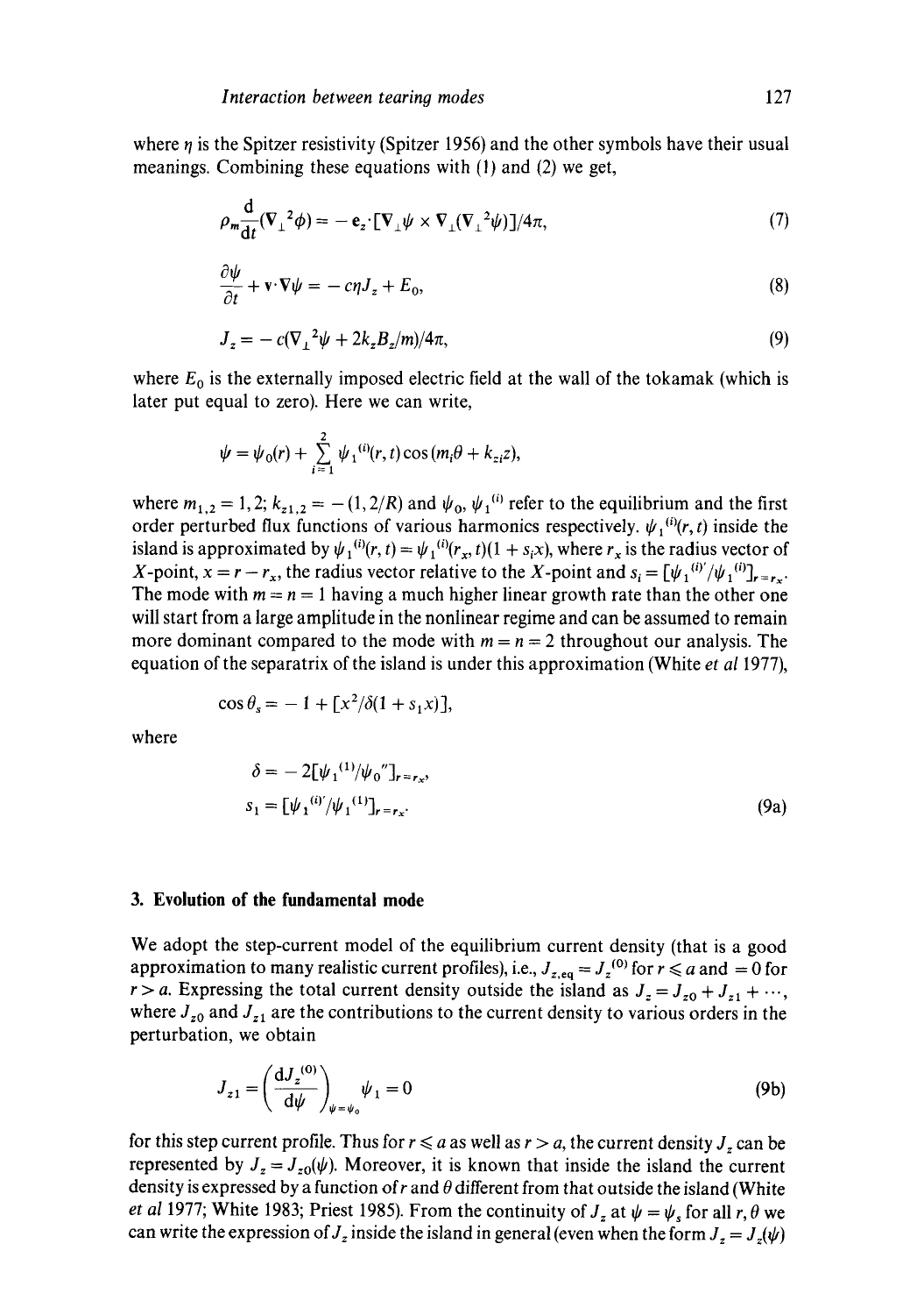where $\eta$ is the Spitzer resistivity (Spitzer 1956) and the other symbols have their usual meanings. Combining these equations with (1) and (2) we get,

$$\rho_m \frac{\mathrm{d}}{\mathrm{d}t}(\nabla_\perp{}^2 \phi) = -\mathbf{e}_z \cdot [\nabla_\perp \psi \times \nabla_\perp(\nabla_\perp{}^2 \psi)]/4\pi, \tag{7}$$

$$\frac{\partial \psi}{\partial t} + \mathbf{v} \cdot \nabla \psi = -c\eta J_z + E_0, \tag{8}$$

$$J_z = -c(\nabla_\perp{}^2 \psi + 2k_z B_z/m)/4\pi, \tag{9}$$

where $E_0$ is the externally imposed electric field at the wall of the tokamak (which is later put equal to zero). Here we can write,

$$\psi = \psi_0(r) + \sum_{i=1}^{2} \psi_1{}^{(i)}(r,t)\cos(m_i\theta + k_{zi}z),$$

where $m_{1,2} = 1, 2$; $k_{z1,2} = -(1, 2/R)$ and $\psi_0$, $\psi_1{}^{(i)}$ refer to the equilibrium and the first order perturbed flux functions of various harmonics respectively. $\psi_1{}^{(i)}(r,t)$ inside the island is approximated by $\psi_1{}^{(i)}(r,t) = \psi_1{}^{(i)}(r_x, t)(1 + s_i x)$, where $r_x$ is the radius vector of $X$-point, $x = r - r_x$, the radius vector relative to the $X$-point and $s_i = [\psi_1{}^{(i)\prime}/\psi_1{}^{(i)}]_{r=r_x}$. The mode with $m = n = 1$ having a much higher linear growth rate than the other one will start from a large amplitude in the nonlinear regime and can be assumed to remain more dominant compared to the mode with $m = n = 2$ throughout our analysis. The equation of the separatrix of the island is under this approximation (White *et al* 1977),

$$\cos\theta_s = -1 + [x^2/\delta(1 + s_1 x)],$$

where

$$\delta = -2[\psi_1{}^{(1)}/\psi_0{}'']_{r=r_x},$$

$$s_1 = [\psi_1{}^{(i)\prime}/\psi_1{}^{(1)}]_{r=r_x}. \tag{9a}$$

## 3. Evolution of the fundamental mode

We adopt the step-current model of the equilibrium current density (that is a good approximation to many realistic current profiles), i.e., $J_{z,\mathrm{eq}} = J_z{}^{(0)}$ for $r \leqslant a$ and $= 0$ for $r > a$. Expressing the total current density outside the island as $J_z = J_{z0} + J_{z1} + \cdots$, where $J_{z0}$ and $J_{z1}$ are the contributions to the current density to various orders in the perturbation, we obtain

$$J_{z1} = \left(\frac{\mathrm{d}J_z{}^{(0)}}{\mathrm{d}\psi}\right)_{\psi=\psi_0} \psi_1 = 0 \tag{9b}$$

for this step current profile. Thus for $r \leqslant a$ as well as $r > a$, the current density $J_z$ can be represented by $J_z = J_{z0}(\psi)$. Moreover, it is known that inside the island the current density is expressed by a function of $r$ and $\theta$ different from that outside the island (White *et al* 1977; White 1983; Priest 1985). From the continuity of $J_z$ at $\psi = \psi_s$ for all $r, \theta$ we can write the expression of $J_z$ inside the island in general (even when the form $J_z = J_z(\psi)$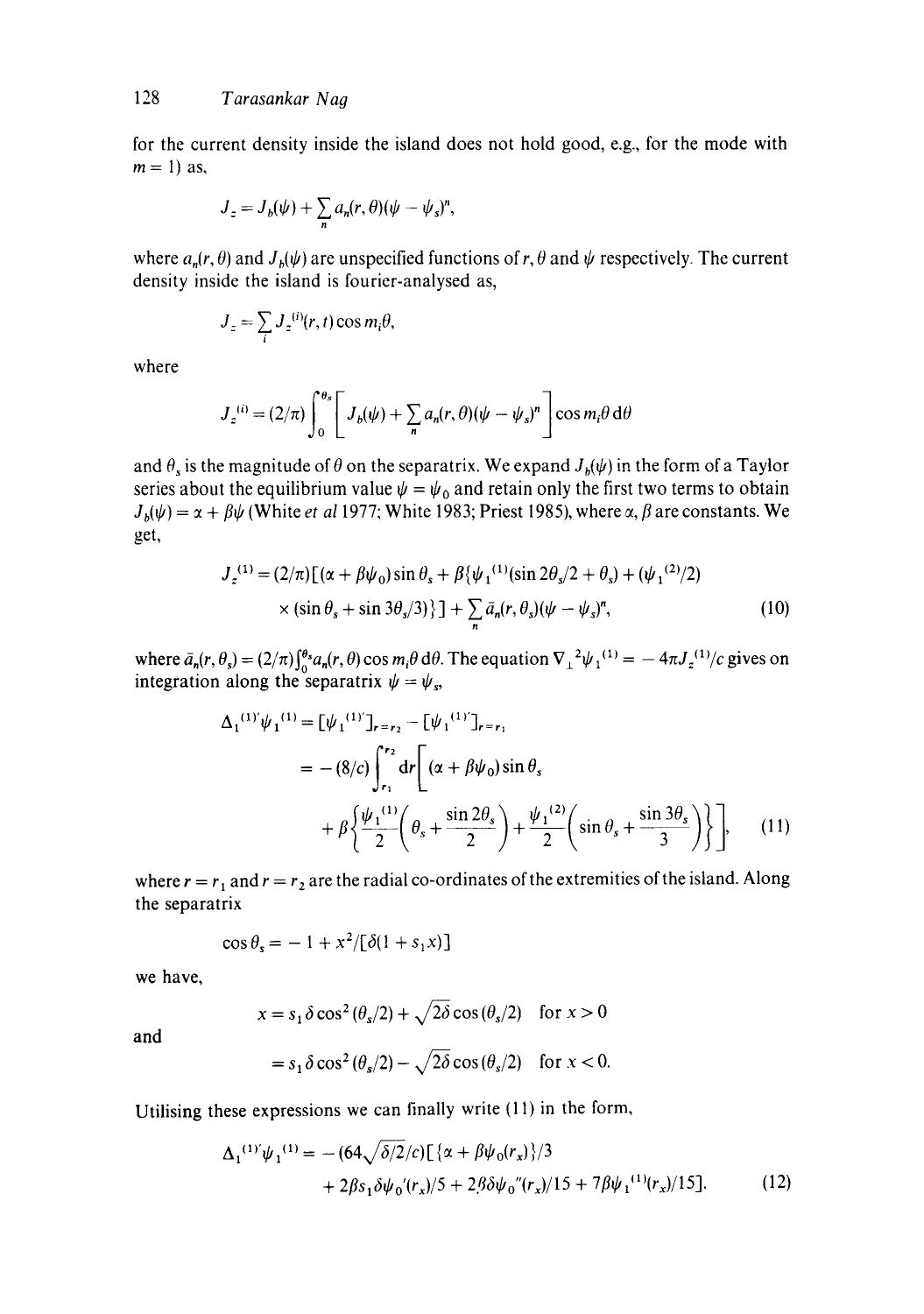for the current density inside the island does not hold good, e.g., for the mode with $m = 1$) as,

$$J_z = J_b(\psi) + \sum_n a_n(r, \theta)(\psi - \psi_s)^n,$$

where $a_n(r, \theta)$ and $J_b(\psi)$ are unspecified functions of $r$, $\theta$ and $\psi$ respectively. The current density inside the island is fourier-analysed as,

$$J_z = \sum_i J_z^{(i)}(r, t) \cos m_i \theta,$$

where

$$J_z^{(i)} = (2/\pi) \int_0^{\theta_s} \left[ J_b(\psi) + \sum_n a_n(r, \theta)(\psi - \psi_s)^n \right] \cos m_i \theta \, d\theta$$

and $\theta_s$ is the magnitude of $\theta$ on the separatrix. We expand $J_b(\psi)$ in the form of a Taylor series about the equilibrium value $\psi = \psi_0$ and retain only the first two terms to obtain $J_b(\psi) = \alpha + \beta \psi$ (White *et al* 1977; White 1983; Priest 1985), where $\alpha, \beta$ are constants. We get,

$$J_z^{(1)} = (2/\pi)[(\alpha + \beta\psi_0)\sin\theta_s + \beta\{\psi_1^{(1)}(\sin 2\theta_s/2 + \theta_s) + (\psi_1^{(2)}/2) \times (\sin\theta_s + \sin 3\theta_s/3)\}] + \sum_n \bar{a}_n(r, \theta_s)(\psi - \psi_s)^n, \tag{10}$$

where $\bar{a}_n(r, \theta_s) = (2/\pi)\int_0^{\theta_s} a_n(r, \theta) \cos m_i \theta \, d\theta$. The equation $\nabla_\perp^2 \psi_1^{(1)} = -4\pi J_z^{(1)}/c$ gives on integration along the separatrix $\psi = \psi_s$,

$$\begin{aligned}
\Delta_1^{(1)'} \psi_1^{(1)} &= [\psi_1^{(1)'}]_{r=r_2} - [\psi_1^{(1)'}]_{r=r_1} \\
&= -(8/c) \int_{r_1}^{r_2} dr \Bigg[ (\alpha + \beta\psi_0) \sin\theta_s \\
&\quad + \beta \left\{ \frac{\psi_1^{(1)}}{2}\left(\theta_s + \frac{\sin 2\theta_s}{2}\right) + \frac{\psi_1^{(2)}}{2}\left(\sin\theta_s + \frac{\sin 3\theta_s}{3}\right) \right\} \Bigg],
\end{aligned} \tag{11}$$

where $r = r_1$ and $r = r_2$ are the radial co-ordinates of the extremities of the island. Along the separatrix

$$\cos\theta_s = -1 + x^2/[\delta(1 + s_1 x)]$$

we have,

$$x = s_1 \delta \cos^2(\theta_s/2) + \sqrt{2\delta}\cos(\theta_s/2) \quad \text{for } x > 0$$

and

$$= s_1 \delta \cos^2(\theta_s/2) - \sqrt{2\delta}\cos(\theta_s/2) \quad \text{for } x < 0.$$

Utilising these expressions we can finally write (11) in the form,

$$\Delta_1^{(1)'} \psi_1^{(1)} = -(64\sqrt{\delta/2}/c)[\{\alpha + \beta\psi_0(r_x)\}/3 + 2\beta s_1 \delta \psi_0'(r_x)/5 + 2\beta\delta\psi_0''(r_x)/15 + 7\beta\psi_1^{(1)}(r_x)/15]. \tag{12}$$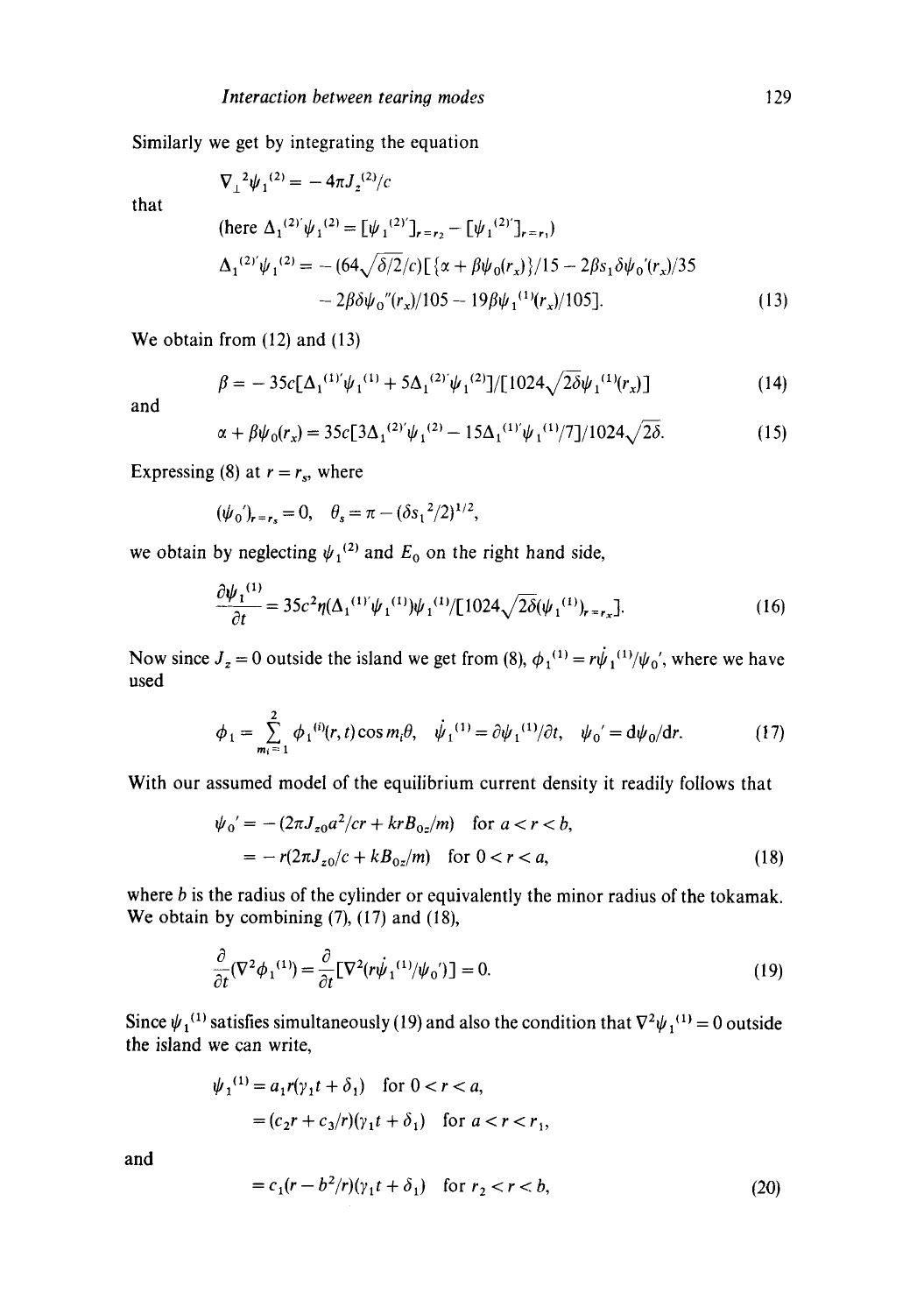Similarly we get by integrating the equation

$$\nabla_{\perp}^{2}\psi_1^{(2)} = -4\pi J_z^{(2)}/c$$

that

(here $\Delta_1^{(2)'}\psi_1^{(2)} = [\psi_1^{(2)'}]_{r=r_2} - [\psi_1^{(2)'}]_{r=r_1}$)

$$\Delta_1^{(2)'}\psi_1^{(2)} = -(64\sqrt{\delta/2}/c)[\{\alpha + \beta\psi_0(r_x)\}/15 - 2\beta s_1\delta\psi_0'(r_x)/35 - 2\beta\delta\psi_0''(r_x)/105 - 19\beta\psi_1^{(1)}(r_x)/105]. \tag{13}$$

We obtain from (12) and (13)

$$\beta = -35c[\Delta_1^{(1)'}\psi_1^{(1)} + 5\Delta_1^{(2)'}\psi_1^{(2)}]/[1024\sqrt{2\delta}\psi_1^{(1)}(r_x)] \tag{14}$$

and

$$\alpha + \beta\psi_0(r_x) = 35c[3\Delta_1^{(2)'}\psi_1^{(2)} - 15\Delta_1^{(1)'}\psi_1^{(1)}/7]/1024\sqrt{2\delta}. \tag{15}$$

Expressing (8) at $r = r_s$, where

$$(\psi_0')_{r=r_s} = 0, \quad \theta_s = \pi - (\delta s_1^{2}/2)^{1/2},$$

we obtain by neglecting $\psi_1^{(2)}$ and $E_0$ on the right hand side,

$$\frac{\partial\psi_1^{(1)}}{\partial t} = 35c^2\eta(\Delta_1^{(1)'}\psi_1^{(1)})\psi_1^{(1)}/[1024\sqrt{2\delta}(\psi_1^{(1)})_{r=r_x}]. \tag{16}$$

Now since $J_z = 0$ outside the island we get from (8), $\phi_1^{(1)} = r\dot{\psi}_1^{(1)}/\psi_0'$, where we have used

$$\phi_1 = \sum_{m_i=1}^{2} \phi_1^{(i)}(r,t)\cos m_i\theta, \quad \dot{\psi}_1^{(1)} = \partial\psi_1^{(1)}/\partial t, \quad \psi_0' = \mathrm{d}\psi_0/\mathrm{d}r. \tag{17}$$

With our assumed model of the equilibrium current density it readily follows that

$$\begin{aligned}\psi_0' &= -(2\pi J_{z0}a^2/cr + krB_{0z}/m) \quad \text{for } a < r < b,\\ &= -r(2\pi J_{z0}/c + kB_{0z}/m) \quad \text{for } 0 < r < a,\end{aligned} \tag{18}$$

where $b$ is the radius of the cylinder or equivalently the minor radius of the tokamak. We obtain by combining (7), (17) and (18),

$$\frac{\partial}{\partial t}(\nabla^2\phi_1^{(1)}) = \frac{\partial}{\partial t}[\nabla^2(r\dot{\psi}_1^{(1)}/\psi_0')] = 0. \tag{19}$$

Since $\psi_1^{(1)}$ satisfies simultaneously (19) and also the condition that $\nabla^2\psi_1^{(1)} = 0$ outside the island we can write,

$$\begin{aligned}\psi_1^{(1)} &= a_1 r(\gamma_1 t + \delta_1) \quad \text{for } 0 < r < a,\\ &= (c_2 r + c_3/r)(\gamma_1 t + \delta_1) \quad \text{for } a < r < r_1,\end{aligned}$$

and

$$= c_1(r - b^2/r)(\gamma_1 t + \delta_1) \quad \text{for } r_2 < r < b, \tag{20}$$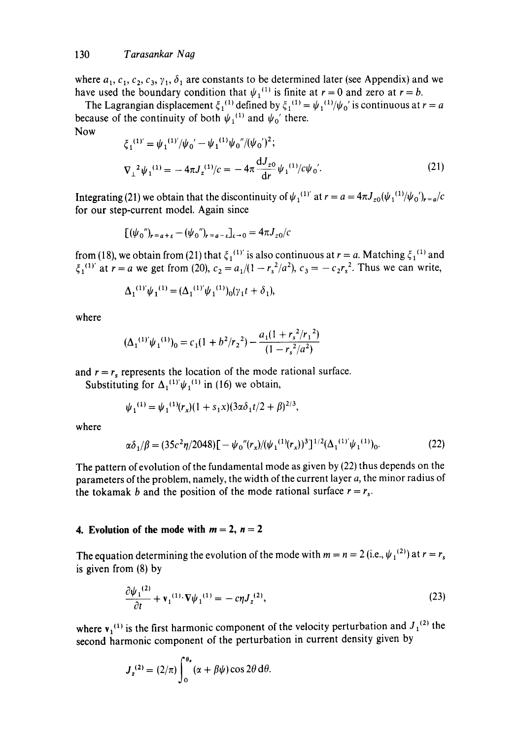where $a_1, c_1, c_2, c_3, \gamma_1, \delta_1$ are constants to be determined later (see Appendix) and we have used the boundary condition that $\psi_1^{(1)}$ is finite at $r=0$ and zero at $r=b$.

The Lagrangian displacement $\xi_1^{(1)}$ defined by $\xi_1^{(1)} = \psi_1^{(1)}/\psi_0'$ is continuous at $r=a$ because of the continuity of both $\psi_1^{(1)}$ and $\psi_0'$ there.

Now

$$\xi_1^{(1)\prime} = \psi_1^{(1)\prime}/\psi_0' - \psi_1^{(1)}\psi_0''/(\psi_0')^2;$$

$$\nabla_\perp^2 \psi_1^{(1)} = -4\pi J_z^{(1)}/c = -4\pi \frac{dJ_{z0}}{dr}\psi_1^{(1)}/c\psi_0'. \tag{21}$$

Integrating (21) we obtain that the discontinuity of $\psi_1^{(1)\prime}$ at $r=a = 4\pi J_{z0}(\psi_1^{(1)}/\psi_0')_{r=a}/c$ for our step-current model. Again since

$$[(\psi_0'')_{r=a+\varepsilon} - (\psi_0'')_{r=a-\varepsilon}]_{\varepsilon\to 0} = 4\pi J_{z0}/c$$

from (18), we obtain from (21) that $\xi_1^{(1)\prime}$ is also continuous at $r=a$. Matching $\xi_1^{(1)}$ and $\xi_1^{(1)\prime}$ at $r=a$ we get from (20), $c_2 = a_1/(1-r_s^2/a^2)$, $c_3 = -c_2 r_s^2$. Thus we can write,

$$\Delta_1^{(1)\prime}\psi_1^{(1)} = (\Delta_1^{(1)\prime}\psi_1^{(1)})_0(\gamma_1 t + \delta_1),$$

where

$$(\Delta_1^{(1)\prime}\psi_1^{(1)})_0 = c_1(1+b^2/r_2^2) - \frac{a_1(1+r_s^2/r_1^2)}{(1-r_s^2/a^2)}$$

and $r=r_s$ represents the location of the mode rational surface.

Substituting for $\Delta_1^{(1)\prime}\psi_1^{(1)}$ in (16) we obtain,

$$\psi_1^{(1)} = \psi_1^{(1)}(r_x)(1+s_1 x)(3\alpha\delta_1 t/2 + \beta)^{2/3},$$

where

$$\alpha\delta_1/\beta = (35c^2\eta/2048)[-\psi_0''(r_x)/(\psi_1^{(1)}(r_x))^3]^{1/2}(\Delta_1^{(1)\prime}\psi_1^{(1)})_0. \tag{22}$$

The pattern of evolution of the fundamental mode as given by (22) thus depends on the parameters of the problem, namely, the width of the current layer $a$, the minor radius of the tokamak $b$ and the position of the mode rational surface $r=r_s$.

## 4. Evolution of the mode with $m=2$, $n=2$

The equation determining the evolution of the mode with $m=n=2$ (i.e., $\psi_1^{(2)}$) at $r=r_s$ is given from (8) by

$$\frac{\partial \psi_1^{(2)}}{\partial t} + \mathbf{v}_1^{(1)}\cdot\nabla\psi_1^{(1)} = -c\eta J_z^{(2)}, \tag{23}$$

where $\mathbf{v}_1^{(1)}$ is the first harmonic component of the velocity perturbation and $J_1^{(2)}$ the second harmonic component of the perturbation in current density given by

$$J_z^{(2)} = (2/\pi)\int_0^{\theta_s}(\alpha+\beta\psi)\cos 2\theta\, d\theta.$$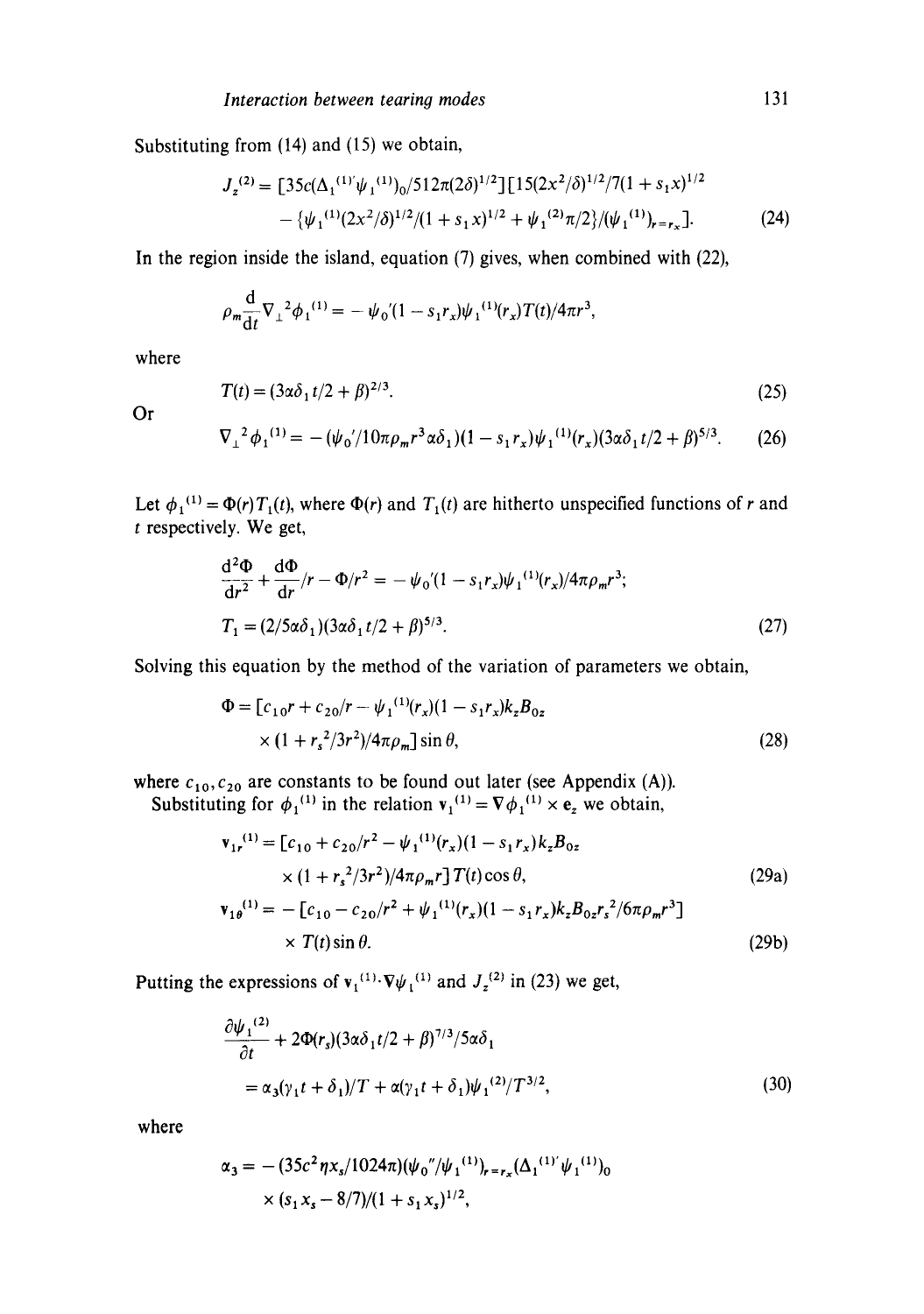Substituting from (14) and (15) we obtain,

$$J_z^{(2)} = [35c(\Delta_1^{(1)'}\psi_1^{(1)})_0/512\pi(2\delta)^{1/2}][15(2x^2/\delta)^{1/2}/7(1+s_1x)^{1/2}$$
$$-\{\psi_1^{(1)}(2x^2/\delta)^{1/2}/(1+s_1x)^{1/2}+\psi_1^{(2)}\pi/2\}/(\psi_1^{(1)})_{r=r_x}]. \tag{24}$$

In the region inside the island, equation (7) gives, when combined with (22),

$$\rho_m\frac{\mathrm{d}}{\mathrm{d}t}\nabla_\perp^2\phi_1^{(1)} = -\psi_0'(1-s_1r_x)\psi_1^{(1)}(r_x)T(t)/4\pi r^3,$$

where

$$T(t) = (3\alpha\delta_1 t/2+\beta)^{2/3}. \tag{25}$$

Or

$$\nabla_\perp^2\phi_1^{(1)} = -(\psi_0'/10\pi\rho_m r^3\alpha\delta_1)(1-s_1r_x)\psi_1^{(1)}(r_x)(3\alpha\delta_1 t/2+\beta)^{5/3}. \tag{26}$$

Let $\phi_1^{(1)} = \Phi(r)T_1(t)$, where $\Phi(r)$ and $T_1(t)$ are hitherto unspecified functions of $r$ and $t$ respectively. We get,

$$\frac{\mathrm{d}^2\Phi}{\mathrm{d}r^2}+\frac{\mathrm{d}\Phi}{\mathrm{d}r}/r-\Phi/r^2 = -\psi_0'(1-s_1r_x)\psi_1^{(1)}(r_x)/4\pi\rho_m r^3;$$
$$T_1 = (2/5\alpha\delta_1)(3\alpha\delta_1 t/2+\beta)^{5/3}. \tag{27}$$

Solving this equation by the method of the variation of parameters we obtain,

$$\Phi = [c_{10}r + c_{20}/r - \psi_1^{(1)}(r_x)(1-s_1r_x)k_zB_{0z}$$
$$\times(1+r_s^2/3r^2)/4\pi\rho_m]\sin\theta, \tag{28}$$

where $c_{10}, c_{20}$ are constants to be found out later (see Appendix (A)).

Substituting for $\phi_1^{(1)}$ in the relation $\mathbf{v}_1^{(1)} = \nabla\phi_1^{(1)}\times\mathbf{e}_z$ we obtain,

$$\mathbf{v}_{1r}^{(1)} = [c_{10}+c_{20}/r^2-\psi_1^{(1)}(r_x)(1-s_1r_x)k_zB_{0z}$$
$$\times(1+r_s^2/3r^2)/4\pi\rho_m r]\,T(t)\cos\theta, \tag{29a}$$

$$\mathbf{v}_{1\theta}^{(1)} = -[c_{10}-c_{20}/r^2+\psi_1^{(1)}(r_x)(1-s_1r_x)k_zB_{0z}r_s^2/6\pi\rho_m r^3]$$
$$\times T(t)\sin\theta. \tag{29b}$$

Putting the expressions of $\mathbf{v}_1^{(1)}\cdot\nabla\psi_1^{(1)}$ and $J_z^{(2)}$ in (23) we get,

$$\frac{\partial\psi_1^{(2)}}{\partial t}+2\Phi(r_s)(3\alpha\delta_1 t/2+\beta)^{7/3}/5\alpha\delta_1$$
$$= \alpha_3(\gamma_1 t+\delta_1)/T+\alpha(\gamma_1 t+\delta_1)\psi_1^{(2)}/T^{3/2}, \tag{30}$$

where

$$\alpha_3 = -(35c^2\eta x_s/1024\pi)(\psi_0''/\psi_1^{(1)})_{r=r_x}(\Delta_1^{(1)'}\psi_1^{(1)})_0$$
$$\times(s_1x_s-8/7)/(1+s_1x_s)^{1/2},$$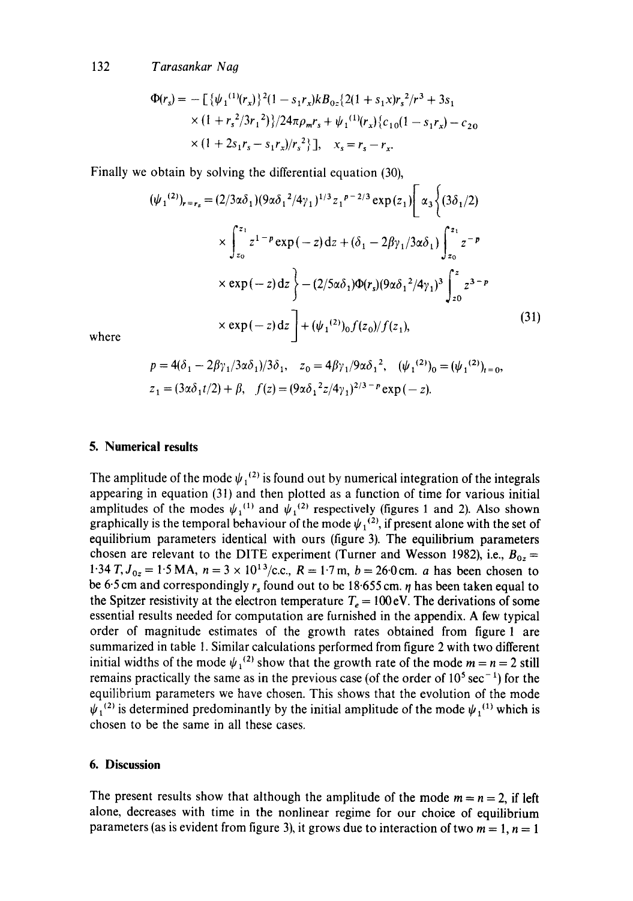$$\Phi(r_s) = -[\{\psi_1^{(1)}(r_x)\}^2(1 - s_1 r_x)kB_{0z}\{2(1 + s_1 x)r_s^2/r^3 + 3s_1 \times (1 + r_s^2/3r_1^2)\}/24\pi\rho_m r_s + \psi_1^{(1)}(r_x)\{c_{10}(1 - s_1 r_x) - c_{20} \times (1 + 2s_1 r_s - s_1 r_x)/r_s^2\}], \quad x_s = r_s - r_x.$$

Finally we obtain by solving the differential equation (30),

$$(\psi_1^{(2)})_{r=r_s} = (2/3\alpha\delta_1)(9\alpha\delta_1^2/4\gamma_1)^{1/3} z_1^{p-2/3} \exp(z_1)\Bigg[\alpha_3\Bigg\{(3\delta_1/2) \times \int_{z_0}^{z_1} z^{1-p}\exp(-z)\,dz + (\delta_1 - 2\beta\gamma_1/3\alpha\delta_1)\int_{z_0}^{z_1} z^{-p} \times \exp(-z)\,dz\Bigg\} - (2/5\alpha\delta_1)\Phi(r_s)(9\alpha\delta_1^2/4\gamma_1)^3\int_{z0}^{z} z^{3-p} \times \exp(-z)\,dz\Bigg] + (\psi_1^{(2)})_0 f(z_0)/f(z_1), \tag{31}$$

where

$$p = 4(\delta_1 - 2\beta\gamma_1/3\alpha\delta_1)/3\delta_1, \quad z_0 = 4\beta\gamma_1/9\alpha\delta_1^2, \quad (\psi_1^{(2)})_0 = (\psi_1^{(2)})_{t=0},$$

$$z_1 = (3\alpha\delta_1 t/2) + \beta, \quad f(z) = (9\alpha\delta_1^2 z/4\gamma_1)^{2/3-p}\exp(-z).$$

## 5. Numerical results

The amplitude of the mode $\psi_1^{(2)}$ is found out by numerical integration of the integrals appearing in equation (31) and then plotted as a function of time for various initial amplitudes of the modes $\psi_1^{(1)}$ and $\psi_1^{(2)}$ respectively (figures 1 and 2). Also shown graphically is the temporal behaviour of the mode $\psi_1^{(2)}$, if present alone with the set of equilibrium parameters identical with ours (figure 3). The equilibrium parameters chosen are relevant to the DITE experiment (Turner and Wesson 1982), i.e., $B_{0z} = 1{\cdot}34\,T, J_{0z} = 1{\cdot}5$ MA, $n = 3 \times 10^{13}$/c.c., $R = 1{\cdot}7$ m, $b = 26{\cdot}0$ cm. $a$ has been chosen to be 6·5 cm and correspondingly $r_s$ found out to be 18·655 cm. $\eta$ has been taken equal to the Spitzer resistivity at the electron temperature $T_e = 100$ eV. The derivations of some essential results needed for computation are furnished in the appendix. A few typical order of magnitude estimates of the growth rates obtained from figure 1 are summarized in table 1. Similar calculations performed from figure 2 with two different initial widths of the mode $\psi_1^{(2)}$ show that the growth rate of the mode $m = n = 2$ still remains practically the same as in the previous case (of the order of $10^5$ sec$^{-1}$) for the equilibrium parameters we have chosen. This shows that the evolution of the mode $\psi_1^{(2)}$ is determined predominantly by the initial amplitude of the mode $\psi_1^{(1)}$ which is chosen to be the same in all these cases.

## 6. Discussion

The present results show that although the amplitude of the mode $m = n = 2$, if left alone, decreases with time in the nonlinear regime for our choice of equilibrium parameters (as is evident from figure 3), it grows due to interaction of two $m = 1, n = 1$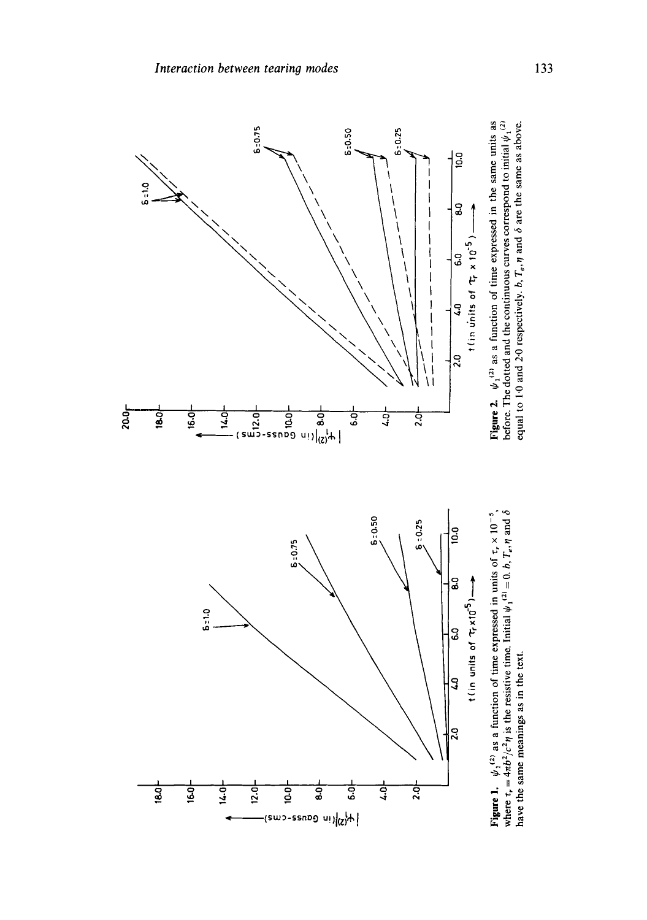**Figure 1.** $\psi_1^{(2)}$ as a function of time expressed in units of $\tau_r \times 10^{-5}$, where $\tau_r = 4\pi b^2/c^2\eta$ is the resistive time. Initial $\psi_1^{(2)} = 0$. $b$, $T_e$, $\eta$ and $\delta$ have the same meanings as in the text.

**Figure 2.** $\psi_1^{(2)}$ as a function of time expressed in the same units as before. The dotted and the continuous curves correspond to initial $\psi_1^{(2)}$ equal to 1·0 and 2·0 respectively. $b$, $T_e$, $\eta$ and $\delta$ are the same as above.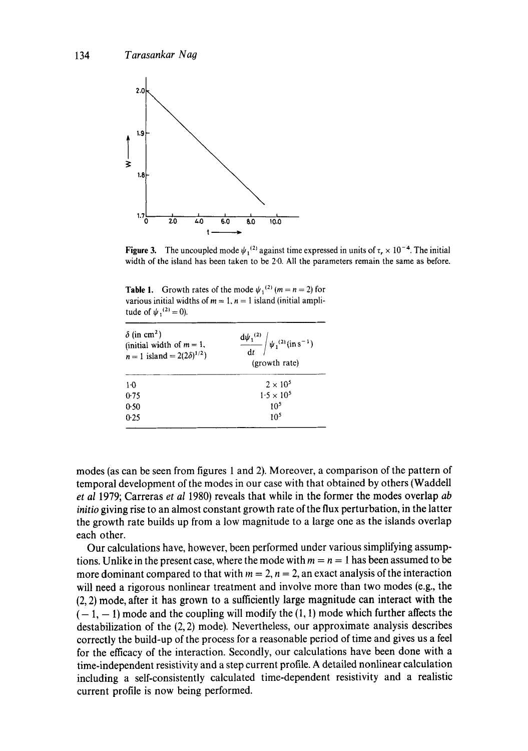**Figure 3.** The uncoupled mode $\psi_1^{(2)}$ against time expressed in units of $\tau_r \times 10^{-4}$. The initial width of the island has been taken to be 2·0. All the parameters remain the same as before.

**Table 1.** Growth rates of the mode $\psi_1^{(2)}$ ($m = n = 2$) for various initial widths of $m = 1$, $n = 1$ island (initial amplitude of $\psi_1^{(2)} = 0$).

| $\delta$ (in $cm^2$) (initial width of $m = 1$, $n = 1$ island $= 2(2\delta)^{1/2}$) | $\frac{d\psi_1^{(2)}}{dt} \Big/ \psi_1^{(2)}$ (in $s^{-1}$) (growth rate) |
|---|---|
| 1·0 | $2 \times 10^5$ |
| 0·75 | $1{\cdot}5 \times 10^5$ |
| 0·50 | $10^5$ |
| 0·25 | $10^5$ |

modes (as can be seen from figures 1 and 2). Moreover, a comparison of the pattern of temporal development of the modes in our case with that obtained by others (Waddell *et al* 1979; Carreras *et al* 1980) reveals that while in the former the modes overlap *ab initio* giving rise to an almost constant growth rate of the flux perturbation, in the latter the growth rate builds up from a low magnitude to a large one as the islands overlap each other.

Our calculations have, however, been performed under various simplifying assumptions. Unlike in the present case, where the mode with $m = n = 1$ has been assumed to be more dominant compared to that with $m = 2$, $n = 2$, an exact analysis of the interaction will need a rigorous nonlinear treatment and involve more than two modes (e.g., the (2, 2) mode, after it has grown to a sufficiently large magnitude can interact with the ($-1$, $-1$) mode and the coupling will modify the (1, 1) mode which further affects the destabilization of the (2, 2) mode). Nevertheless, our approximate analysis describes correctly the build-up of the process for a reasonable period of time and gives us a feel for the efficacy of the interaction. Secondly, our calculations have been done with a time-independent resistivity and a step current profile. A detailed nonlinear calculation including a self-consistently calculated time-dependent resistivity and a realistic current profile is now being performed.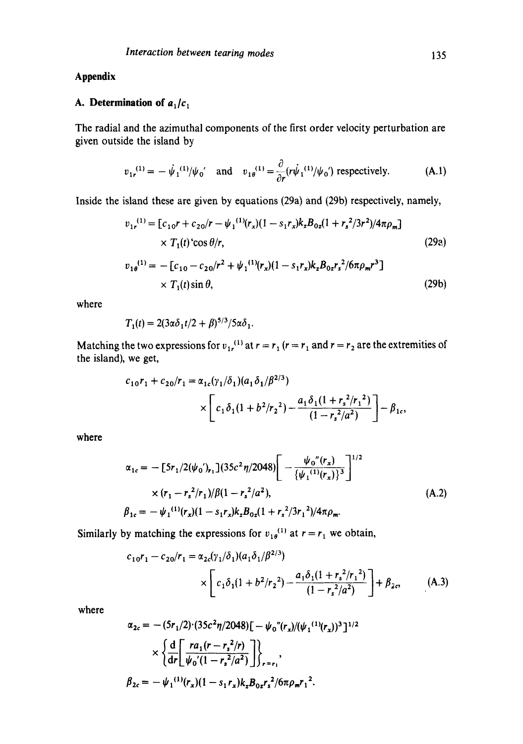## Appendix

### A. Determination of $a_1/c_1$

The radial and the azimuthal components of the first order velocity perturbation are given outside the island by

$$v_{1r}^{(1)} = -\dot{\psi}_1^{(1)}/\psi_0' \quad \text{and} \quad v_{1\theta}^{(1)} = \frac{\partial}{\partial r}(r\dot{\psi}_1^{(1)}/\psi_0') \text{ respectively.} \tag{A.1}$$

Inside the island these are given by equations (29a) and (29b) respectively, namely,

$$v_{1r}^{(1)} = [c_{10}r + c_{20}/r - \psi_1^{(1)}(r_x)(1 - s_1 r_x)k_z B_{0z}(1 + r_s^2/3r^2)/4\pi\rho_m] \times T_1(t)' \cos\theta/r, \tag{29a}$$

$$v_{1\theta}^{(1)} = -[c_{10} - c_{20}/r^2 + \psi_1^{(1)}(r_x)(1 - s_1 r_x)k_z B_{0z} r_s^2/6\pi\rho_m r^3] \times T_1(t)\sin\theta, \tag{29b}$$

where

$$T_1(t) = 2(3\alpha\delta_1 t/2 + \beta)^{5/3}/5\alpha\delta_1.$$

Matching the two expressions for $v_{1r}^{(1)}$ at $r = r_1$ ($r = r_1$ and $r = r_2$ are the extremities of the island), we get,

$$c_{10}r_1 + c_{20}/r_1 = \alpha_{1c}(\gamma_1/\delta_1)(a_1\delta_1/\beta^{2/3}) \times \left[c_1\delta_1(1 + b^2/r_2^2) - \frac{a_1\delta_1(1 + r_s^2/r_1^2)}{(1 - r_s^2/a^2)}\right] - \beta_{1c},$$

where

$$\alpha_{1c} = -[5r_1/2(\psi_0')_{r_1}](35c^2\eta/2048)\left[-\frac{\psi_0''(r_x)}{\{\psi_1^{(1)}(r_x)\}^3}\right]^{1/2} \times (r_1 - r_s^2/r_1)/\beta(1 - r_s^2/a^2), \tag{A.2}$$

$$\beta_{1c} = -\psi_1^{(1)}(r_x)(1 - s_1 r_x)k_z B_{0z}(1 + r_s^2/3r_1^2)/4\pi\rho_m.$$

Similarly by matching the expressions for $v_{1\theta}^{(1)}$ at $r = r_1$ we obtain,

$$c_{10}r_1 - c_{20}/r_1 = \alpha_{2c}(\gamma_1/\delta_1)(a_1\delta_1/\beta^{2/3}) \times \left[c_1\delta_1(1 + b^2/r_2^2) - \frac{a_1\delta_1(1 + r_s^2/r_1^2)}{(1 - r_s^2/a^2)}\right] + \beta_{2c}, \tag{A.3}$$

where

$$\alpha_{2c} = -(5r_1/2)\cdot(35c^2\eta/2048)[-\psi_0''(r_x)/(\psi_1^{(1)}(r_x))^3]^{1/2} \times \left\{\frac{d}{dr}\left[\frac{ra_1(r - r_s^2/r)}{\psi_0'(1 - r_s^2/a^2)}\right]\right\}_{r=r_1},$$

$$\beta_{2c} = -\psi_1^{(1)}(r_x)(1 - s_1 r_x)k_z B_{0z} r_s^2/6\pi\rho_m r_1^2.$$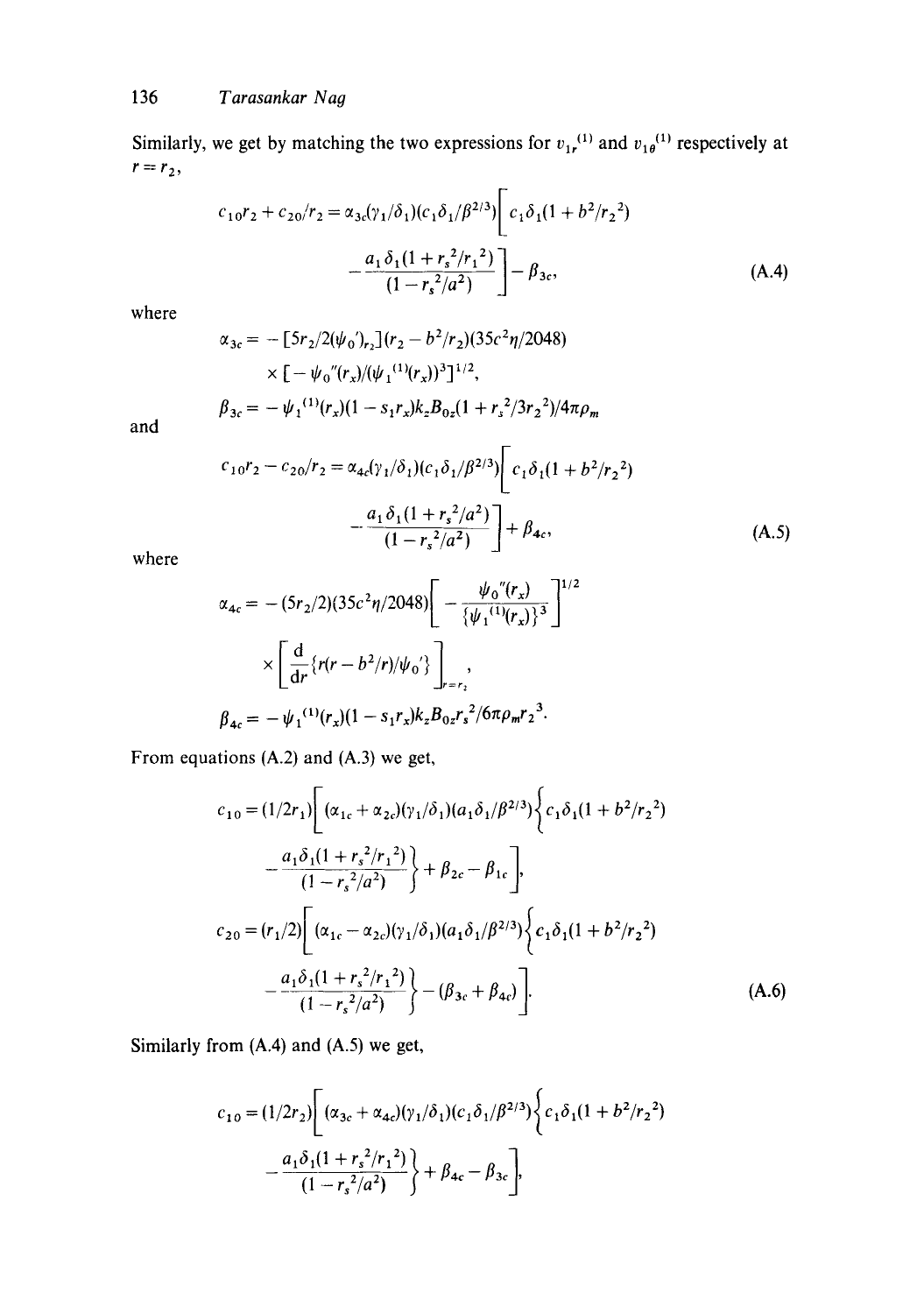Similarly, we get by matching the two expressions for $v_{1r}^{(1)}$ and $v_{1\theta}^{(1)}$ respectively at $r = r_2$,

$$
c_{10}r_2 + c_{20}/r_2 = \alpha_{3c}(\gamma_1/\delta_1)(c_1\delta_1/\beta^{2/3})\left[c_1\delta_1(1 + b^2/r_2^2) - \frac{a_1\delta_1(1 + r_s^2/r_1^2)}{(1 - r_s^2/a^2)}\right] - \beta_{3c}, \tag{A.4}
$$

where

$$
\alpha_{3c} = -[5r_2/2(\psi_0')_{r_2}](r_2 - b^2/r_2)(35c^2\eta/2048) \times [-\psi_0''(r_x)/(\psi_1^{(1)}(r_x))^3]^{1/2},
$$

$$
\beta_{3c} = -\psi_1^{(1)}(r_x)(1 - s_1 r_x)k_z B_{0z}(1 + r_s^2/3r_2^2)/4\pi\rho_m
$$

and

$$
c_{10}r_2 - c_{20}/r_2 = \alpha_{4c}(\gamma_1/\delta_1)(c_1\delta_1/\beta^{2/3})\left[c_1\delta_1(1 + b^2/r_2^2) - \frac{a_1\delta_1(1 + r_s^2/a^2)}{(1 - r_s^2/a^2)}\right] + \beta_{4c}, \tag{A.5}
$$

where

$$
\alpha_{4c} = -(5r_2/2)(35c^2\eta/2048)\left[-\frac{\psi_0''(r_x)}{\{\psi_1^{(1)}(r_x)\}^3}\right]^{1/2} \times \left[\frac{\mathrm{d}}{\mathrm{d}r}\{r(r - b^2/r)/\psi_0'\}\right]_{r=r_2},
$$

$$
\beta_{4c} = -\psi_1^{(1)}(r_x)(1 - s_1 r_x)k_z B_{0z} r_s^2/6\pi\rho_m r_2^3.
$$

From equations (A.2) and (A.3) we get,

$$
c_{10} = (1/2r_1)\left[(\alpha_{1c} + \alpha_{2c})(\gamma_1/\delta_1)(a_1\delta_1/\beta^{2/3})\left\{c_1\delta_1(1 + b^2/r_2^2) - \frac{a_1\delta_1(1 + r_s^2/r_1^2)}{(1 - r_s^2/a^2)}\right\} + \beta_{2c} - \beta_{1c}\right],
$$

$$
c_{20} = (r_1/2)\left[(\alpha_{1c} - \alpha_{2c})(\gamma_1/\delta_1)(a_1\delta_1/\beta^{2/3})\left\{c_1\delta_1(1 + b^2/r_2^2) - \frac{a_1\delta_1(1 + r_s^2/r_1^2)}{(1 - r_s^2/a^2)}\right\} - (\beta_{3c} + \beta_{4c})\right]. \tag{A.6}
$$

Similarly from (A.4) and (A.5) we get,

$$
c_{10} = (1/2r_2)\left[(\alpha_{3c} + \alpha_{4c})(\gamma_1/\delta_1)(c_1\delta_1/\beta^{2/3})\left\{c_1\delta_1(1 + b^2/r_2^2) - \frac{a_1\delta_1(1 + r_s^2/r_1^2)}{(1 - r_s^2/a^2)}\right\} + \beta_{4c} - \beta_{3c}\right],
$$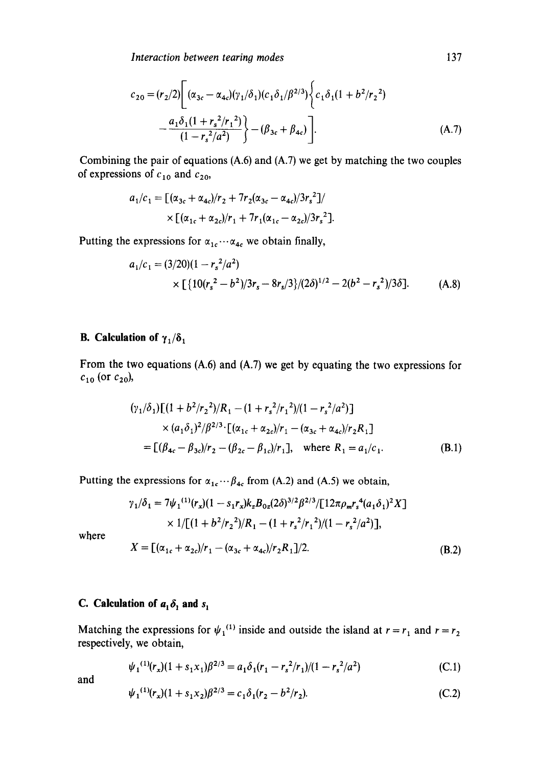$$c_{20} = (r_2/2)\left[(\alpha_{3c} - \alpha_{4c})(\gamma_1/\delta_1)(c_1\delta_1/\beta^{2/3})\left\{c_1\delta_1(1 + b^2/r_2^2) - \frac{a_1\delta_1(1 + r_s^2/r_1^2)}{(1 - r_s^2/a^2)}\right\} - (\beta_{3c} + \beta_{4c})\right]. \tag{A.7}$$

Combining the pair of equations (A.6) and (A.7) we get by matching the two couples of expressions of $c_{10}$ and $c_{20}$,

$$a_1/c_1 = [(\alpha_{3c} + \alpha_{4c})/r_2 + 7r_2(\alpha_{3c} - \alpha_{4c})/3r_s^2]/$$
$$\times [(\alpha_{1c} + \alpha_{2c})/r_1 + 7r_1(\alpha_{1c} - \alpha_{2c})/3r_s^2].$$

Putting the expressions for $\alpha_{1c} \cdots \alpha_{4c}$ we obtain finally,

$$a_1/c_1 = (3/20)(1 - r_s^2/a^2)$$
$$\times [\{10(r_s^2 - b^2)/3r_s - 8r_s/3\}/(2\delta)^{1/2} - 2(b^2 - r_s^2)/3\delta]. \tag{A.8}$$

## B. Calculation of $\gamma_1/\delta_1$

From the two equations (A.6) and (A.7) we get by equating the two expressions for $c_{10}$ (or $c_{20}$),

$$(\gamma_1/\delta_1)[(1 + b^2/r_2^2)/R_1 - (1 + r_s^2/r_1^2)/(1 - r_s^2/a^2)]$$
$$\times (a_1\delta_1)^2/\beta^{2/3} \cdot [(\alpha_{1c} + \alpha_{2c})/r_1 - (\alpha_{3c} + \alpha_{4c})/r_2 R_1]$$
$$= [(\beta_{4c} - \beta_{3c})/r_2 - (\beta_{2c} - \beta_{1c})/r_1], \quad \text{where } R_1 = a_1/c_1. \tag{B.1}$$

Putting the expressions for $\alpha_{1c} \cdots \beta_{4c}$ from (A.2) and (A.5) we obtain,

$$\gamma_1/\delta_1 = 7\psi_1^{(1)}(r_x)(1 - s_1 r_x)k_z B_{0z}(2\delta)^{3/2}\beta^{2/3}/[12\pi\rho_m r_s^4(a_1\delta_1)^2 X]$$
$$\times 1/[(1 + b^2/r_2^2)/R_1 - (1 + r_s^2/r_1^2)/(1 - r_s^2/a^2)],$$

where

$$X = [(\alpha_{1c} + \alpha_{2c})/r_1 - (\alpha_{3c} + \alpha_{4c})/r_2 R_1]/2. \tag{B.2}$$

## C. Calculation of $a_1\delta_1$ and $s_1$

Matching the expressions for $\psi_1^{(1)}$ inside and outside the island at $r = r_1$ and $r = r_2$ respectively, we obtain,

$$\psi_1^{(1)}(r_x)(1 + s_1 x_1)\beta^{2/3} = a_1\delta_1(r_1 - r_s^2/r_1)/(1 - r_s^2/a^2) \tag{C.1}$$

and

$$\psi_1^{(1)}(r_x)(1 + s_1 x_2)\beta^{2/3} = c_1\delta_1(r_2 - b^2/r_2). \tag{C.2}$$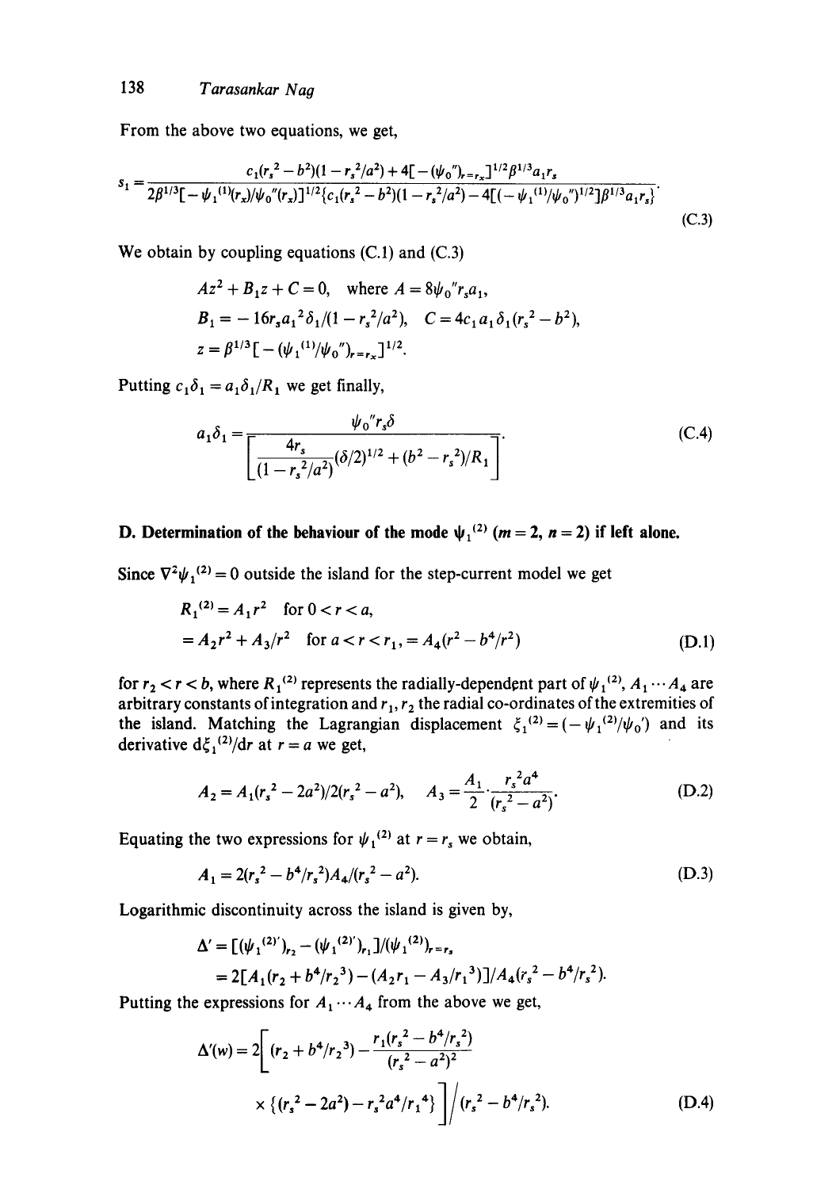From the above two equations, we get,

$$s_1 = \frac{c_1(r_s^2 - b^2)(1 - r_s^2/a^2) + 4[-(\psi_0'')_{r=r_x}]^{1/2}\beta^{1/3}a_1 r_s}{2\beta^{1/3}[-\psi_1^{(1)}(r_x)/\psi_0''(r_x)]^{1/2}\{c_1(r_s^2 - b^2)(1 - r_s^2/a^2) - 4[(-\psi_1^{(1)}/\psi_0'')^{1/2}]\beta^{1/3}a_1 r_s\}}. \tag{C.3}$$

We obtain by coupling equations (C.1) and (C.3)

$$Az^2 + B_1 z + C = 0, \quad \text{where } A = 8\psi_0'' r_s a_1,$$

$$B_1 = -16 r_s a_1^2 \delta_1/(1 - r_s^2/a^2), \quad C = 4c_1 a_1 \delta_1 (r_s^2 - b^2),$$

$$z = \beta^{1/3}[-(\psi_1^{(1)}/\psi_0'')_{r=r_x}]^{1/2}.$$

Putting $c_1\delta_1 = a_1\delta_1/R_1$ we get finally,

$$a_1\delta_1 = \frac{\psi_0'' r_s \delta}{\left[\dfrac{4r_s}{(1 - r_s^2/a^2)}(\delta/2)^{1/2} + (b^2 - r_s^2)/R_1\right]}. \tag{C.4}$$

## D. Determination of the behaviour of the mode $\psi_1^{(2)}$ ($m = 2$, $n = 2$) if left alone.

Since $\nabla^2\psi_1^{(2)} = 0$ outside the island for the step-current model we get

$$\begin{aligned} R_1^{(2)} &= A_1 r^2 \quad \text{for } 0 < r < a, \\ &= A_2 r^2 + A_3/r^2 \quad \text{for } a < r < r_1, = A_4(r^2 - b^4/r^2) \end{aligned} \tag{D.1}$$

for $r_2 < r < b$, where $R_1^{(2)}$ represents the radially-dependent part of $\psi_1^{(2)}$, $A_1 \cdots A_4$ are arbitrary constants of integration and $r_1, r_2$ the radial co-ordinates of the extremities of the island. Matching the Lagrangian displacement $\xi_1^{(2)} = (-\psi_1^{(2)}/\psi_0')$ and its derivative $d\xi_1^{(2)}/dr$ at $r = a$ we get,

$$A_2 = A_1(r_s^2 - 2a^2)/2(r_s^2 - a^2), \quad A_3 = \frac{A_1}{2}\cdot\frac{r_s^2 a^4}{(r_s^2 - a^2)}. \tag{D.2}$$

Equating the two expressions for $\psi_1^{(2)}$ at $r = r_s$ we obtain,

$$A_1 = 2(r_s^2 - b^4/r_s^2)A_4/(r_s^2 - a^2). \tag{D.3}$$

Logarithmic discontinuity across the island is given by,

$$\begin{aligned} \Delta' &= [(\psi_1^{(2)'})_{r_2} - (\psi_1^{(2)'})_{r_1}]/(\psi_1^{(2)})_{r=r_s} \\ &= 2[A_4(r_2 + b^4/r_2^3) - (A_2 r_1 - A_3/r_1^3)]/A_4(r_s^2 - b^4/r_s^2). \end{aligned}$$

Putting the expressions for $A_1 \cdots A_4$ from the above we get,

$$\begin{aligned} \Delta'(w) = 2\Bigg[&(r_2 + b^4/r_2^3) - \frac{r_1(r_s^2 - b^4/r_s^2)}{(r_s^2 - a^2)^2} \\ &\times \{(r_s^2 - 2a^2) - r_s^2 a^4/r_1^4\}\Bigg]\Big/(r_s^2 - b^4/r_s^2). \end{aligned} \tag{D.4}$$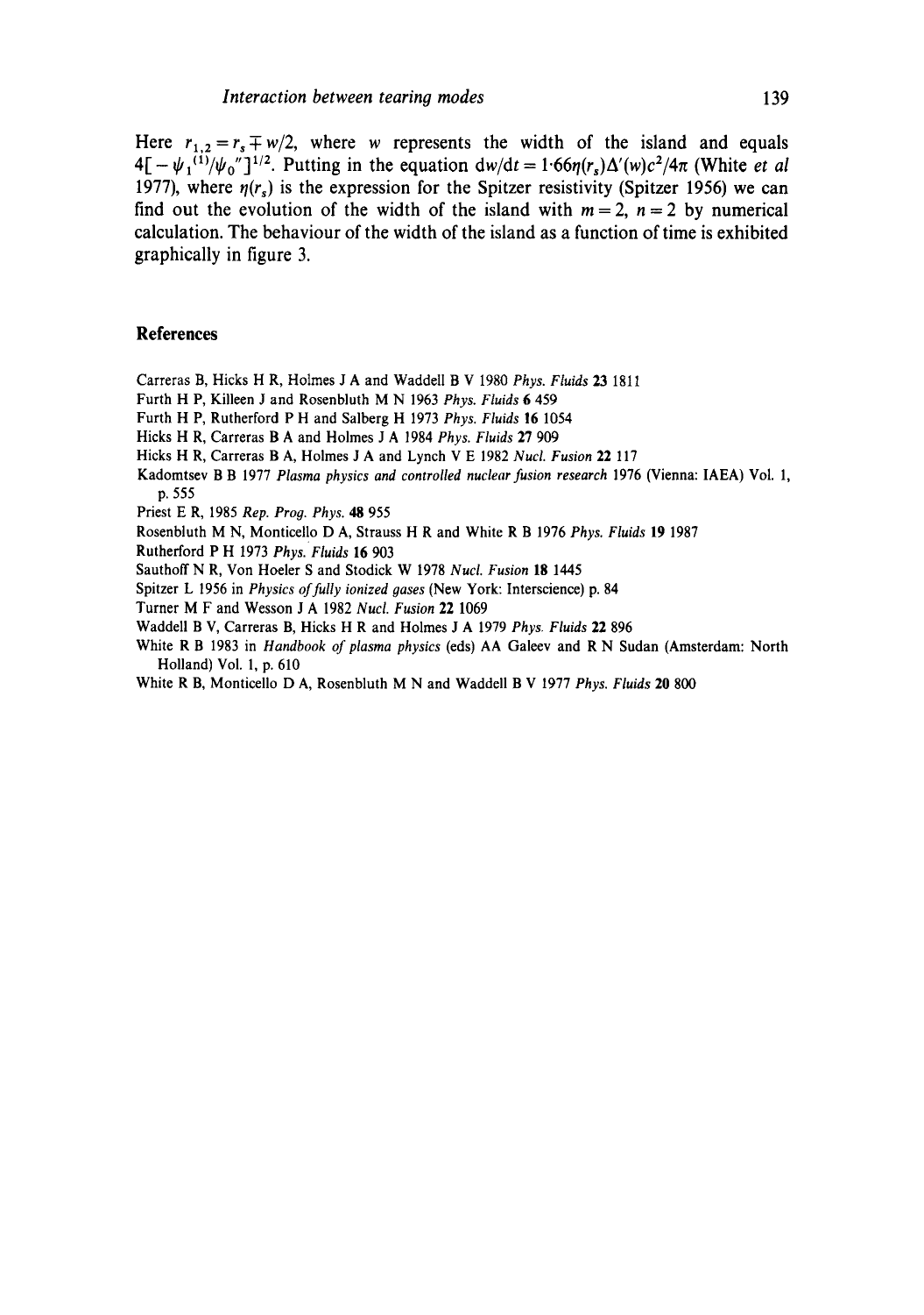Here $r_{1,2} = r_s \mp w/2$, where $w$ represents the width of the island and equals $4[-\psi_1^{(1)}/\psi_0'']^{1/2}$. Putting in the equation $dw/dt = 1{\cdot}66\eta(r_s)\Delta'(w)c^2/4\pi$ (White *et al* 1977), where $\eta(r_s)$ is the expression for the Spitzer resistivity (Spitzer 1956) we can find out the evolution of the width of the island with $m = 2$, $n = 2$ by numerical calculation. The behaviour of the width of the island as a function of time is exhibited graphically in figure 3.

## References

Carreras B, Hicks H R, Holmes J A and Waddell B V 1980 *Phys. Fluids* **23** 1811

Furth H P, Killeen J and Rosenbluth M N 1963 *Phys. Fluids* **6** 459

Furth H P, Rutherford P H and Salberg H 1973 *Phys. Fluids* **16** 1054

Hicks H R, Carreras B A and Holmes J A 1984 *Phys. Fluids* **27** 909

Hicks H R, Carreras B A, Holmes J A and Lynch V E 1982 *Nucl. Fusion* **22** 117

Kadomtsev B B 1977 *Plasma physics and controlled nuclear fusion research* 1976 (Vienna: IAEA) Vol. 1, p. 555

Priest E R, 1985 *Rep. Prog. Phys.* **48** 955

Rosenbluth M N, Monticello D A, Strauss H R and White R B 1976 *Phys. Fluids* **19** 1987

Rutherford P H 1973 *Phys. Fluids* **16** 903

Sauthoff N R, Von Hoeler S and Stodick W 1978 *Nucl. Fusion* **18** 1445

Spitzer L 1956 in *Physics of fully ionized gases* (New York: Interscience) p. 84

Turner M F and Wesson J A 1982 *Nucl. Fusion* **22** 1069

Waddell B V, Carreras B, Hicks H R and Holmes J A 1979 *Phys. Fluids* **22** 896

White R B 1983 in *Handbook of plasma physics* (eds) AA Galeev and R N Sudan (Amsterdam: North Holland) Vol. 1, p. 610

White R B, Monticello D A, Rosenbluth M N and Waddell B V 1977 *Phys. Fluids* **20** 800